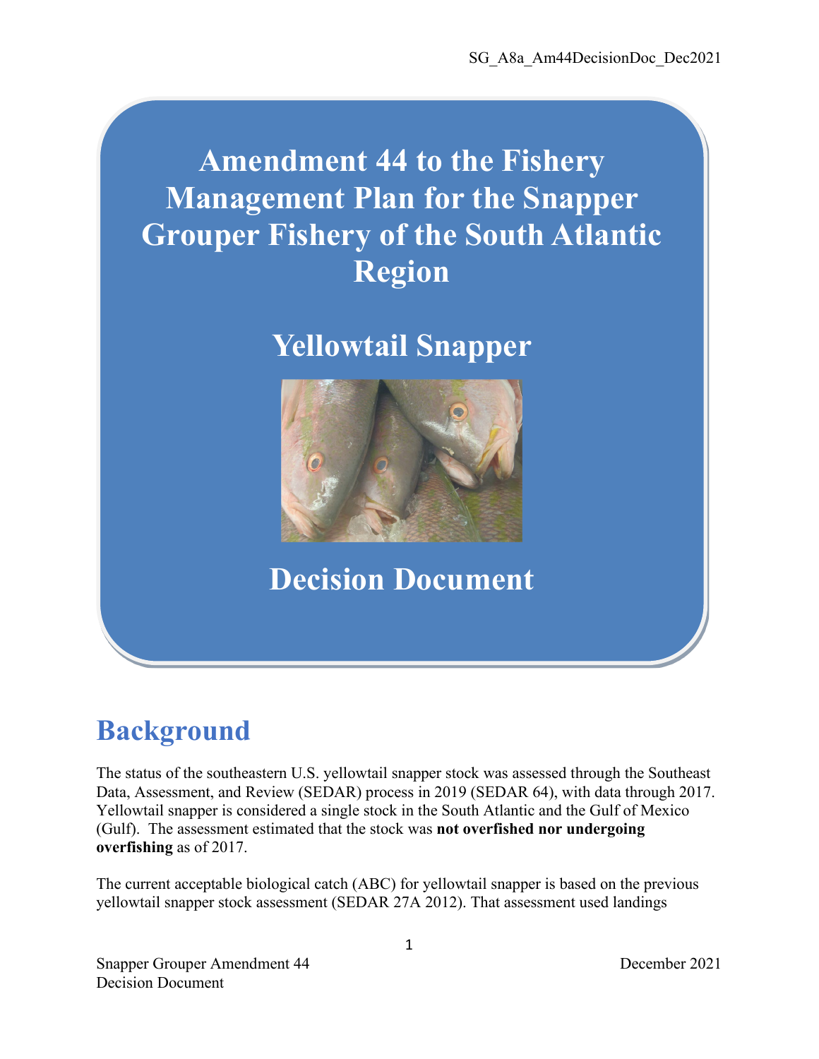# Amendment 44 to the Fishery Management Plan for the Snapper Grouper Fishery of the South Atlantic Region

## Yellowtail Snapper

## Decision Document

# Background

The status of the southeastern U.S. yellowtail snapper stock was assessed through the Southeast Data, Assessment, and Review (SEDAR) process in 2019 (SEDAR 64), with data through 2017. Yellowtail snapper is considered a single stock in the South Atlantic and the Gulf of Mexico (Gulf). The assessment estimated that the stock was **not overfished nor undergoing overfishing** as of 2017.

The current acceptable biological catch (ABC) for yellowtail snapper is based on the previous yellowtail snapper stock assessment (SEDAR 27A 2012). That assessment used landings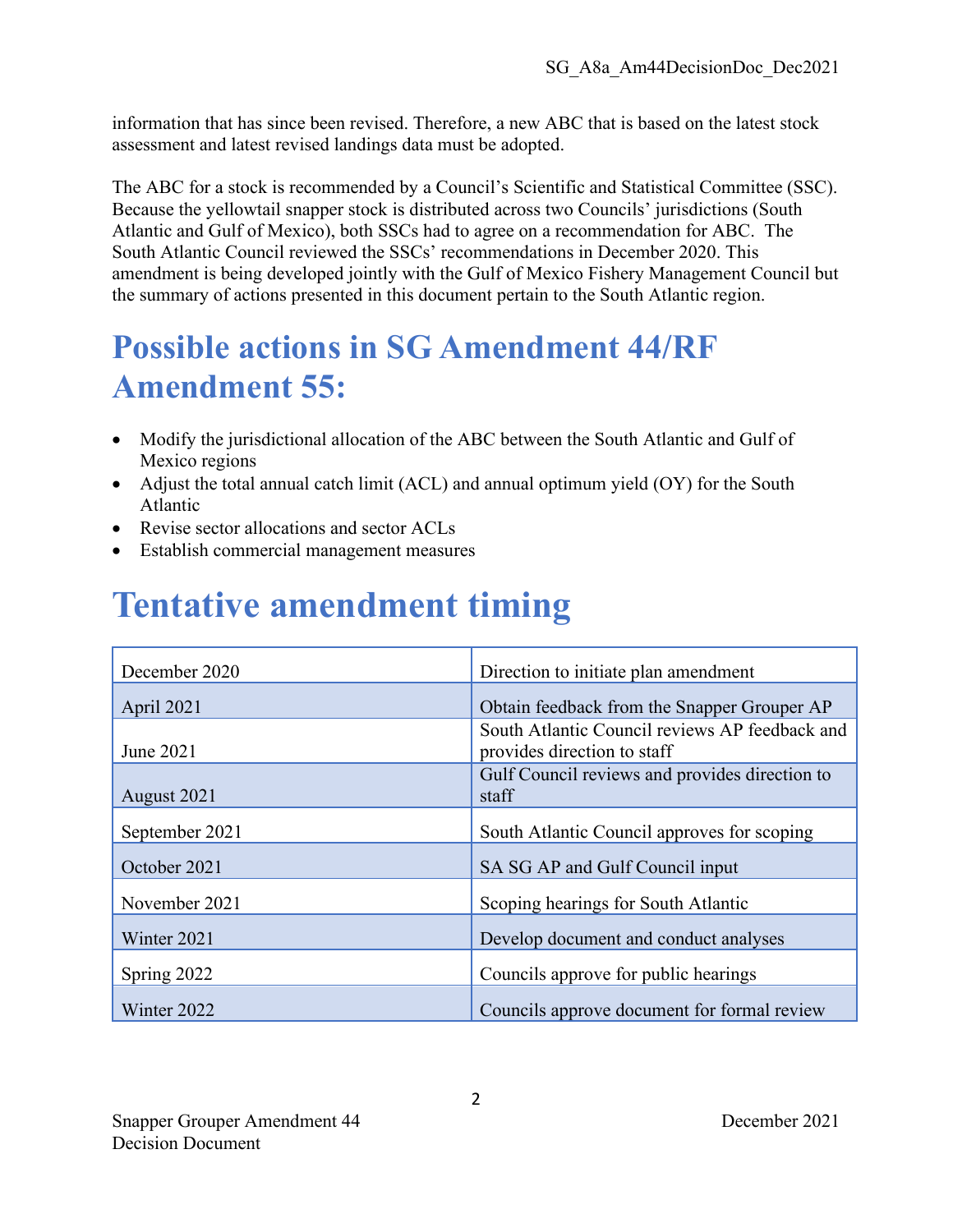information that has since been revised. Therefore, a new ABC that is based on the latest stock assessment and latest revised landings data must be adopted.

The ABC for a stock is recommended by a Council's Scientific and Statistical Committee (SSC). Because the yellowtail snapper stock is distributed across two Councils' jurisdictions (South Atlantic and Gulf of Mexico), both SSCs had to agree on a recommendation for ABC. The South Atlantic Council reviewed the SSCs' recommendations in December 2020. This amendment is being developed jointly with the Gulf of Mexico Fishery Management Council but the summary of actions presented in this document pertain to the South Atlantic region.

# Possible actions in SG Amendment 44/RF Amendment 55:

- Modify the jurisdictional allocation of the ABC between the South Atlantic and Gulf of Mexico regions
- Adjust the total annual catch limit (ACL) and annual optimum yield (OY) for the South Atlantic
- Revise sector allocations and sector ACLs
- Establish commercial management measures

# Tentative amendment timing

| | |
|---|---|
| December 2020 | Direction to initiate plan amendment |
| April 2021 | Obtain feedback from the Snapper Grouper AP |
| June 2021 | South Atlantic Council reviews AP feedback and provides direction to staff |
| August 2021 | Gulf Council reviews and provides direction to staff |
| September 2021 | South Atlantic Council approves for scoping |
| October 2021 | SA SG AP and Gulf Council input |
| November 2021 | Scoping hearings for South Atlantic |
| Winter 2021 | Develop document and conduct analyses |
| Spring 2022 | Councils approve for public hearings |
| Winter 2022 | Councils approve document for formal review |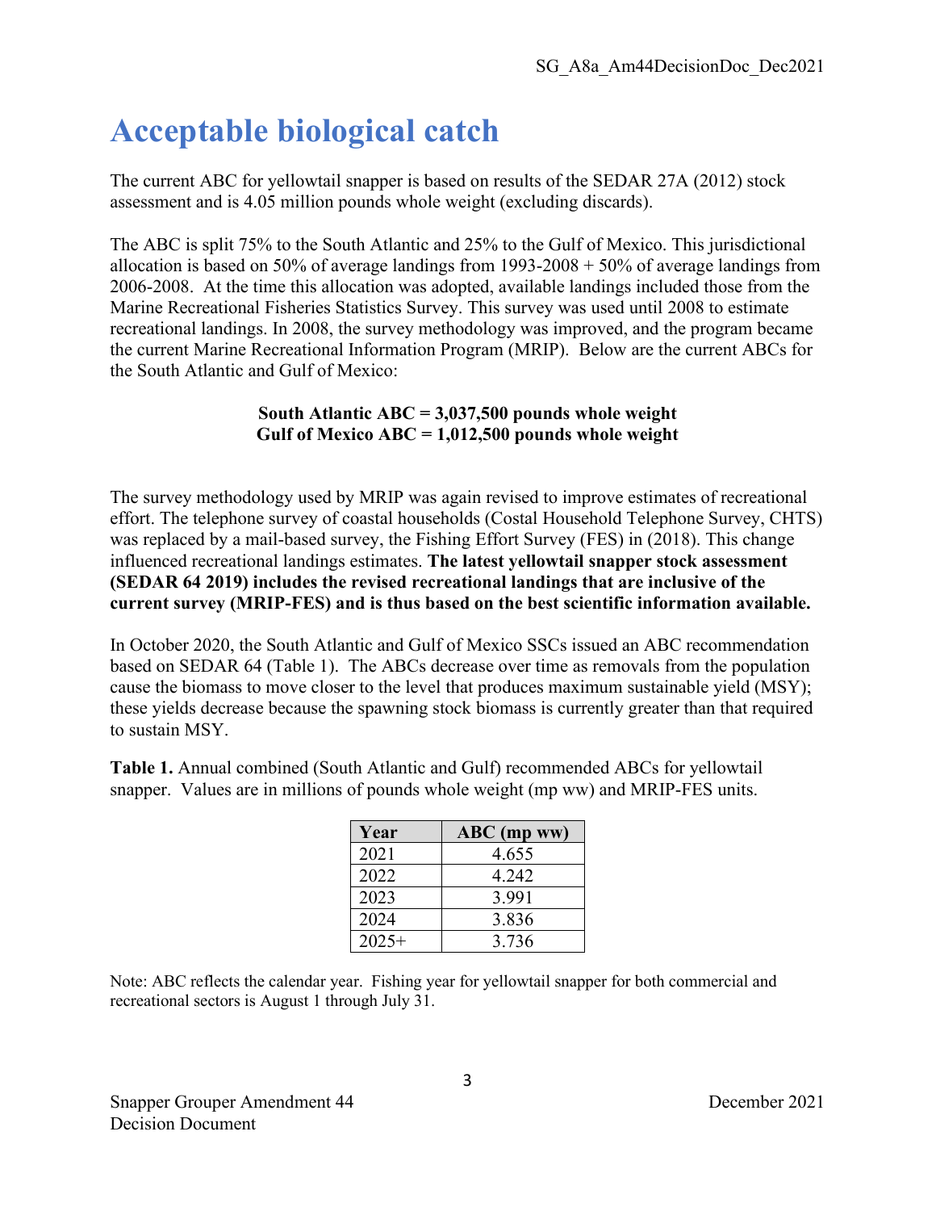# Acceptable biological catch

The current ABC for yellowtail snapper is based on results of the SEDAR 27A (2012) stock assessment and is 4.05 million pounds whole weight (excluding discards).

The ABC is split 75% to the South Atlantic and 25% to the Gulf of Mexico. This jurisdictional allocation is based on 50% of average landings from 1993-2008 + 50% of average landings from 2006-2008. At the time this allocation was adopted, available landings included those from the Marine Recreational Fisheries Statistics Survey. This survey was used until 2008 to estimate recreational landings. In 2008, the survey methodology was improved, and the program became the current Marine Recreational Information Program (MRIP). Below are the current ABCs for the South Atlantic and Gulf of Mexico:

**South Atlantic ABC = 3,037,500 pounds whole weight**
**Gulf of Mexico ABC = 1,012,500 pounds whole weight**

The survey methodology used by MRIP was again revised to improve estimates of recreational effort. The telephone survey of coastal households (Costal Household Telephone Survey, CHTS) was replaced by a mail-based survey, the Fishing Effort Survey (FES) in (2018). This change influenced recreational landings estimates. **The latest yellowtail snapper stock assessment (SEDAR 64 2019) includes the revised recreational landings that are inclusive of the current survey (MRIP-FES) and is thus based on the best scientific information available.**

In October 2020, the South Atlantic and Gulf of Mexico SSCs issued an ABC recommendation based on SEDAR 64 (Table 1). The ABCs decrease over time as removals from the population cause the biomass to move closer to the level that produces maximum sustainable yield (MSY); these yields decrease because the spawning stock biomass is currently greater than that required to sustain MSY.

**Table 1.** Annual combined (South Atlantic and Gulf) recommended ABCs for yellowtail snapper. Values are in millions of pounds whole weight (mp ww) and MRIP-FES units.

| Year | ABC (mp ww) |
|---|---|
| 2021 | 4.655 |
| 2022 | 4.242 |
| 2023 | 3.991 |
| 2024 | 3.836 |
| 2025+ | 3.736 |

Note: ABC reflects the calendar year. Fishing year for yellowtail snapper for both commercial and recreational sectors is August 1 through July 31.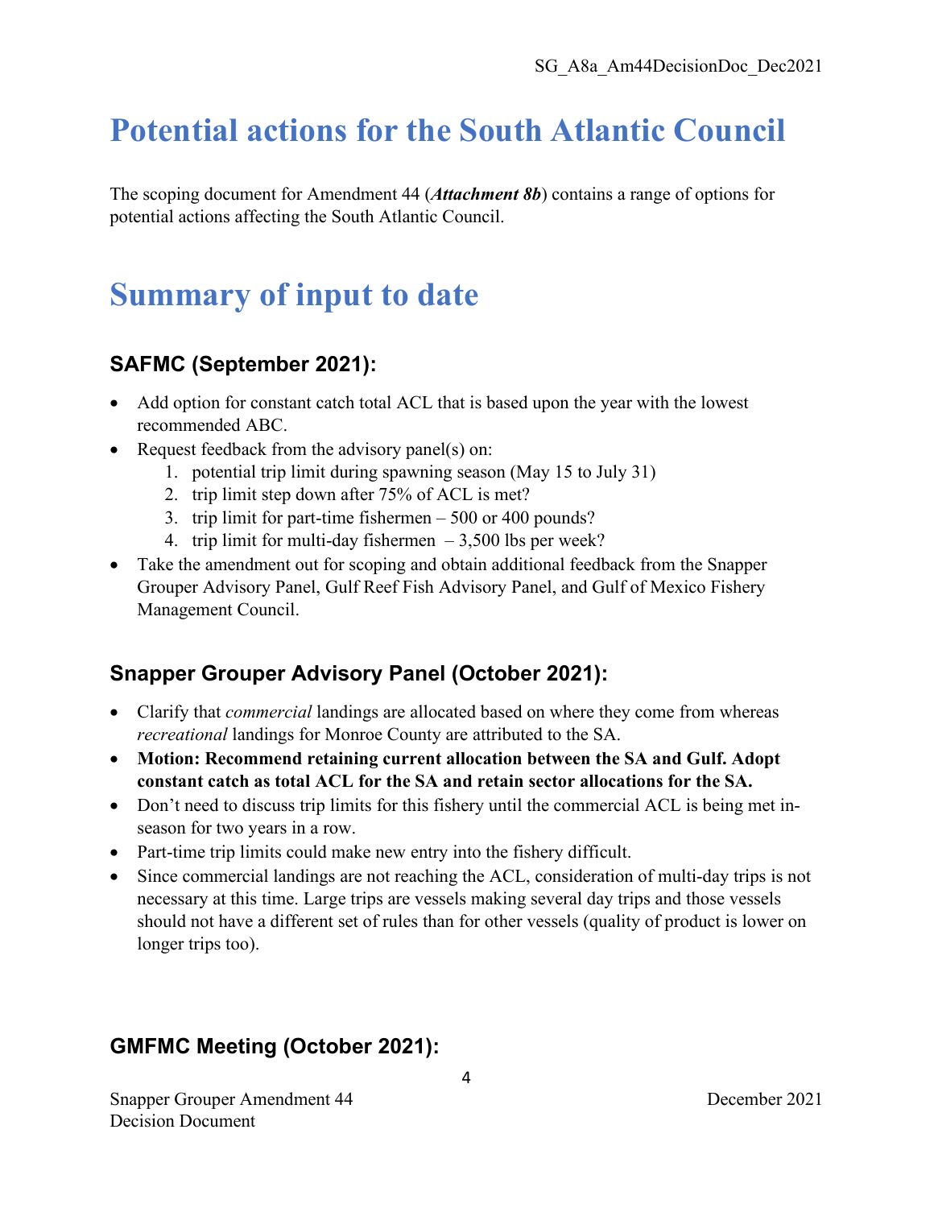# Potential actions for the South Atlantic Council

The scoping document for Amendment 44 (***Attachment 8b***) contains a range of options for potential actions affecting the South Atlantic Council.

# Summary of input to date

## SAFMC (September 2021):

- Add option for constant catch total ACL that is based upon the year with the lowest recommended ABC.
- Request feedback from the advisory panel(s) on:
    1. potential trip limit during spawning season (May 15 to July 31)
    2. trip limit step down after 75% of ACL is met?
    3. trip limit for part-time fishermen – 500 or 400 pounds?
    4. trip limit for multi-day fishermen – 3,500 lbs per week?
- Take the amendment out for scoping and obtain additional feedback from the Snapper Grouper Advisory Panel, Gulf Reef Fish Advisory Panel, and Gulf of Mexico Fishery Management Council.

## Snapper Grouper Advisory Panel (October 2021):

- Clarify that *commercial* landings are allocated based on where they come from whereas *recreational* landings for Monroe County are attributed to the SA.
- **Motion: Recommend retaining current allocation between the SA and Gulf. Adopt constant catch as total ACL for the SA and retain sector allocations for the SA.**
- Don't need to discuss trip limits for this fishery until the commercial ACL is being met in-season for two years in a row.
- Part-time trip limits could make new entry into the fishery difficult.
- Since commercial landings are not reaching the ACL, consideration of multi-day trips is not necessary at this time. Large trips are vessels making several day trips and those vessels should not have a different set of rules than for other vessels (quality of product is lower on longer trips too).

## GMFMC Meeting (October 2021):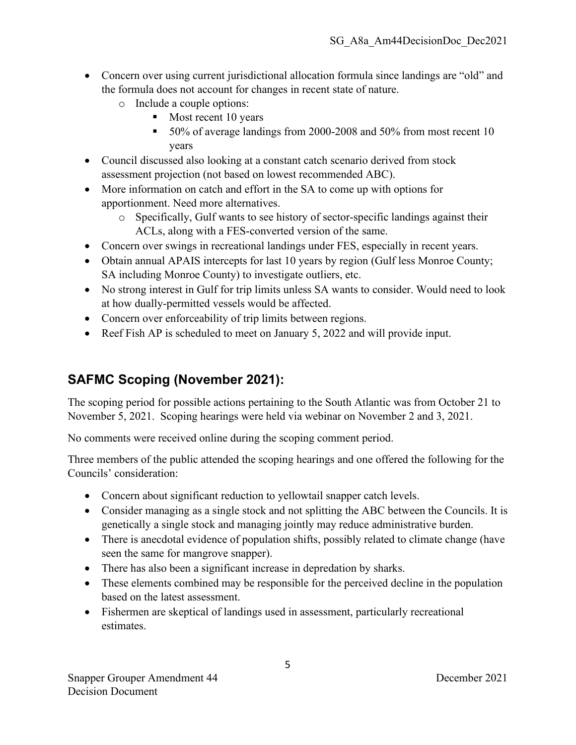- Concern over using current jurisdictional allocation formula since landings are "old" and the formula does not account for changes in recent state of nature.
    - Include a couple options:
        - Most recent 10 years
        - 50% of average landings from 2000-2008 and 50% from most recent 10 years
- Council discussed also looking at a constant catch scenario derived from stock assessment projection (not based on lowest recommended ABC).
- More information on catch and effort in the SA to come up with options for apportionment. Need more alternatives.
    - Specifically, Gulf wants to see history of sector-specific landings against their ACLs, along with a FES-converted version of the same.
- Concern over swings in recreational landings under FES, especially in recent years.
- Obtain annual APAIS intercepts for last 10 years by region (Gulf less Monroe County; SA including Monroe County) to investigate outliers, etc.
- No strong interest in Gulf for trip limits unless SA wants to consider. Would need to look at how dually-permitted vessels would be affected.
- Concern over enforceability of trip limits between regions.
- Reef Fish AP is scheduled to meet on January 5, 2022 and will provide input.

## SAFMC Scoping (November 2021):

The scoping period for possible actions pertaining to the South Atlantic was from October 21 to November 5, 2021. Scoping hearings were held via webinar on November 2 and 3, 2021.

No comments were received online during the scoping comment period.

Three members of the public attended the scoping hearings and one offered the following for the Councils' consideration:

- Concern about significant reduction to yellowtail snapper catch levels.
- Consider managing as a single stock and not splitting the ABC between the Councils. It is genetically a single stock and managing jointly may reduce administrative burden.
- There is anecdotal evidence of population shifts, possibly related to climate change (have seen the same for mangrove snapper).
- There has also been a significant increase in depredation by sharks.
- These elements combined may be responsible for the perceived decline in the population based on the latest assessment.
- Fishermen are skeptical of landings used in assessment, particularly recreational estimates.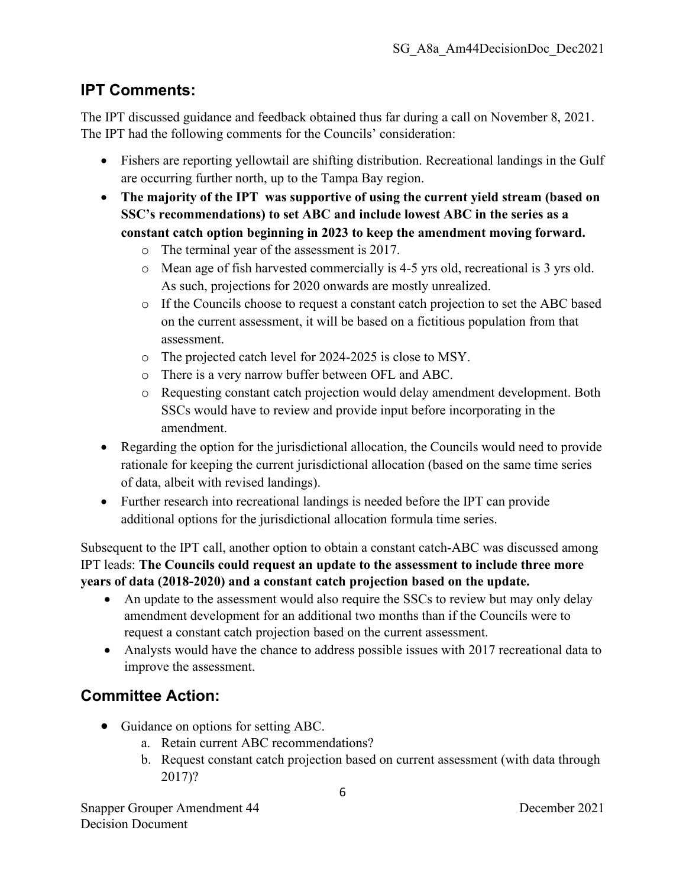## IPT Comments:

The IPT discussed guidance and feedback obtained thus far during a call on November 8, 2021. The IPT had the following comments for the Councils' consideration:

- Fishers are reporting yellowtail are shifting distribution. Recreational landings in the Gulf are occurring further north, up to the Tampa Bay region.
- **The majority of the IPT was supportive of using the current yield stream (based on SSC's recommendations) to set ABC and include lowest ABC in the series as a constant catch option beginning in 2023 to keep the amendment moving forward.**
    - The terminal year of the assessment is 2017.
    - Mean age of fish harvested commercially is 4-5 yrs old, recreational is 3 yrs old. As such, projections for 2020 onwards are mostly unrealized.
    - If the Councils choose to request a constant catch projection to set the ABC based on the current assessment, it will be based on a fictitious population from that assessment.
    - The projected catch level for 2024-2025 is close to MSY.
    - There is a very narrow buffer between OFL and ABC.
    - Requesting constant catch projection would delay amendment development. Both SSCs would have to review and provide input before incorporating in the amendment.
- Regarding the option for the jurisdictional allocation, the Councils would need to provide rationale for keeping the current jurisdictional allocation (based on the same time series of data, albeit with revised landings).
- Further research into recreational landings is needed before the IPT can provide additional options for the jurisdictional allocation formula time series.

Subsequent to the IPT call, another option to obtain a constant catch-ABC was discussed among IPT leads: **The Councils could request an update to the assessment to include three more years of data (2018-2020) and a constant catch projection based on the update.**

- An update to the assessment would also require the SSCs to review but may only delay amendment development for an additional two months than if the Councils were to request a constant catch projection based on the current assessment.
- Analysts would have the chance to address possible issues with 2017 recreational data to improve the assessment.

## Committee Action:

- Guidance on options for setting ABC.
    a. Retain current ABC recommendations?
    b. Request constant catch projection based on current assessment (with data through 2017)?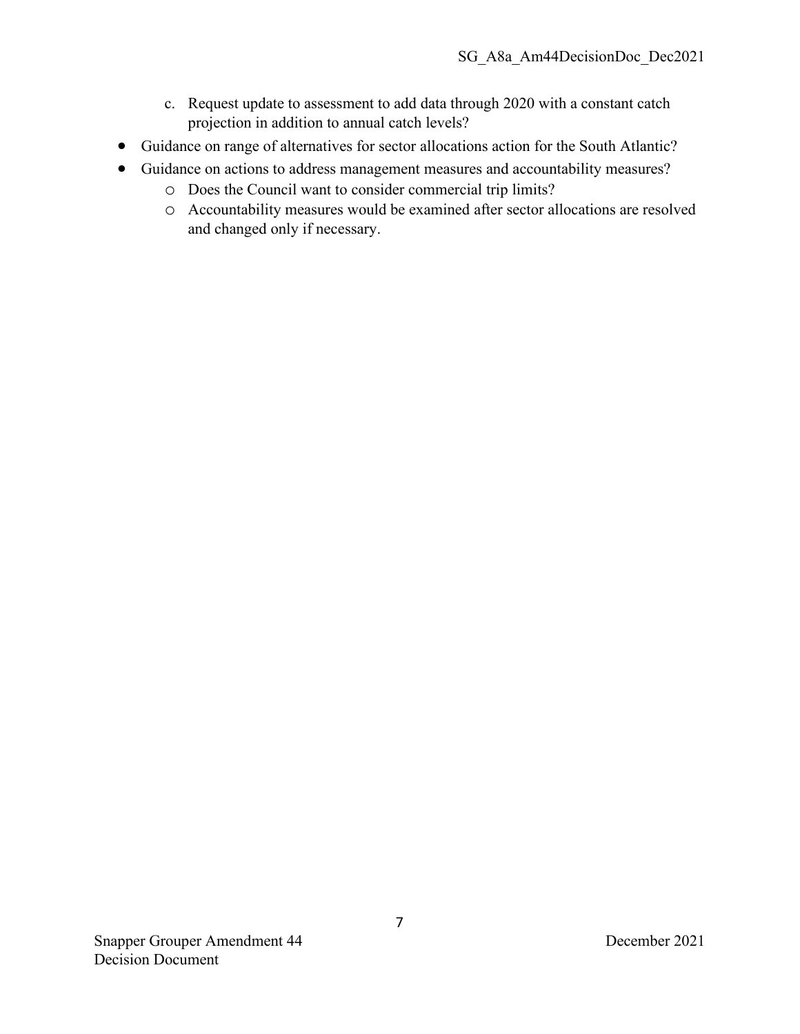c. Request update to assessment to add data through 2020 with a constant catch projection in addition to annual catch levels?

- Guidance on range of alternatives for sector allocations action for the South Atlantic?
- Guidance on actions to address management measures and accountability measures?
  - Does the Council want to consider commercial trip limits?
  - Accountability measures would be examined after sector allocations are resolved and changed only if necessary.